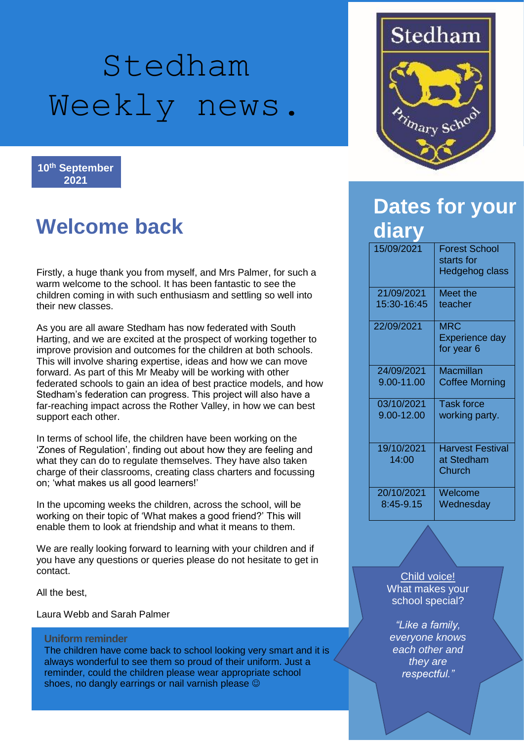# Stedham Weekly news.

Stedham Primary School

**10th September 2021**

## Welcome back

Firstly, a huge thank you from myself, and Mrs Palmer, for such a warm welcome to the school. It has been fantastic to see the children coming in with such enthusiasm and settling so well into their new classes.

As you are all aware Stedham has now federated with South Harting, and we are excited at the prospect of working together to improve provision and outcomes for the children at both schools. This will involve sharing expertise, ideas and how we can move forward. As part of this Mr Meaby will be working with other federated schools to gain an idea of best practice models, and how Stedham's federation can progress. This project will also have a far-reaching impact across the Rother Valley, in how we can best support each other.

In terms of school life, the children have been working on the 'Zones of Regulation', finding out about how they are feeling and what they can do to regulate themselves. They have also taken charge of their classrooms, creating class charters and focussing on; 'what makes us all good learners!'

In the upcoming weeks the children, across the school, will be working on their topic of 'What makes a good friend?' This will enable them to look at friendship and what it means to them.

We are really looking forward to learning with your children and if you have any questions or queries please do not hesitate to get in contact.

All the best,

Laura Webb and Sarah Palmer

### Uniform reminder

The children have come back to school looking very smart and it is always wonderful to see them so proud of their uniform. Just a reminder, could the children please wear appropriate school shoes, no dangly earrings or nail varnish please ☺

## Dates for your diary

| | |
|---|---|
| 15/09/2021 | Forest School starts for Hedgehog class |
| 21/09/2021 15:30-16:45 | Meet the teacher |
| 22/09/2021 | MRC Experience day for year 6 |
| 24/09/2021 9.00-11.00 | Macmillan Coffee Morning |
| 03/10/2021 9.00-12.00 | Task force working party. |
| 19/10/2021 14:00 | Harvest Festival at Stedham Church |
| 20/10/2021 8:45-9.15 | Welcome Wednesday |

Child voice!
What makes your school special?

*"Like a family, everyone knows each other and they are respectful."*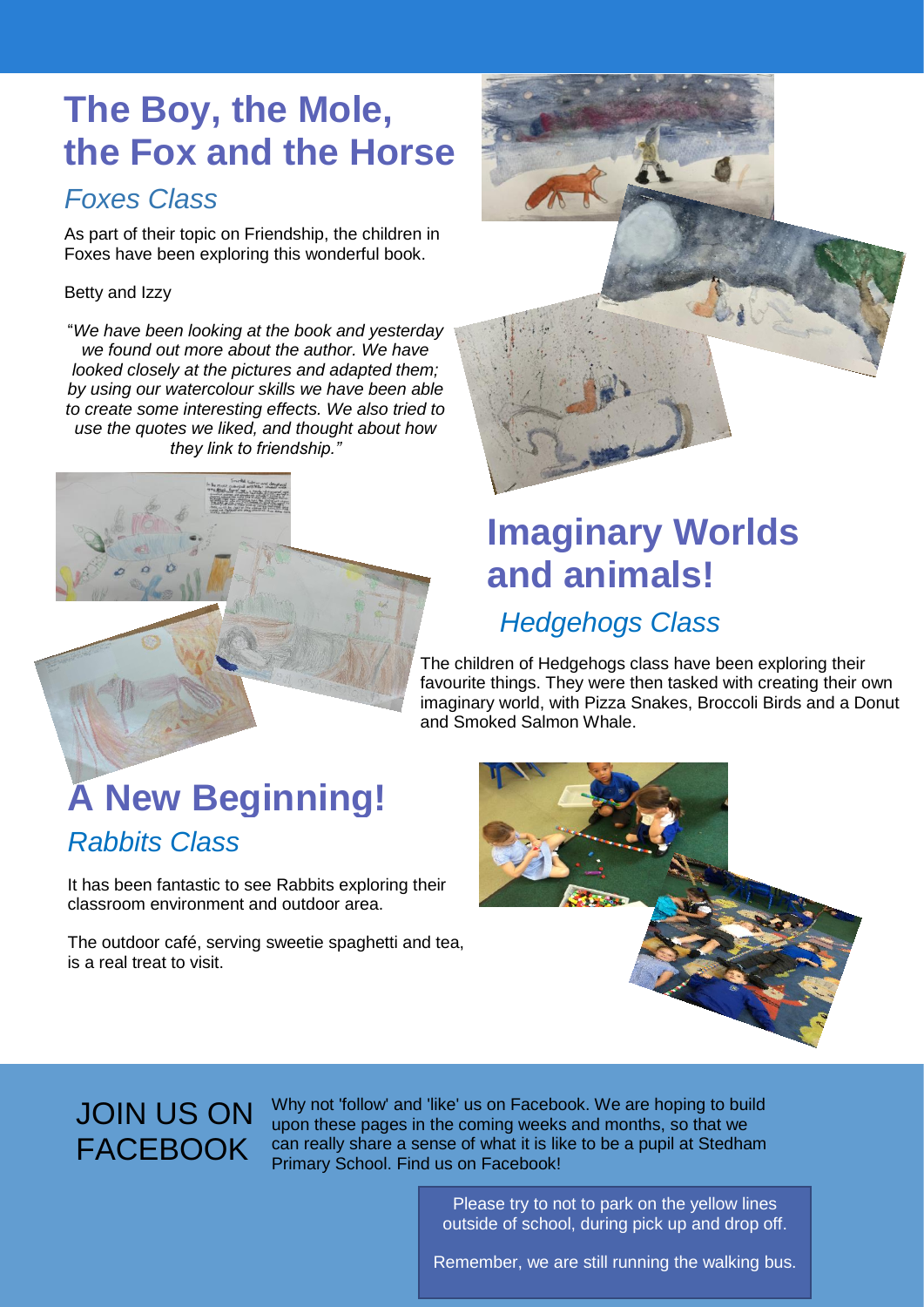# The Boy, the Mole, the Fox and the Horse

## *Foxes Class*

As part of their topic on Friendship, the children in Foxes have been exploring this wonderful book.

Betty and Izzy

"*We have been looking at the book and yesterday we found out more about the author. We have looked closely at the pictures and adapted them; by using our watercolour skills we have been able to create some interesting effects. We also tried to use the quotes we liked, and thought about how they link to friendship.*"

# Imaginary Worlds and animals!

## *Hedgehogs Class*

The children of Hedgehogs class have been exploring their favourite things. They were then tasked with creating their own imaginary world, with Pizza Snakes, Broccoli Birds and a Donut and Smoked Salmon Whale.

# A New Beginning!

## *Rabbits Class*

It has been fantastic to see Rabbits exploring their classroom environment and outdoor area.

The outdoor café, serving sweetie spaghetti and tea, is a real treat to visit.

## JOIN US ON FACEBOOK

Why not 'follow' and 'like' us on Facebook. We are hoping to build upon these pages in the coming weeks and months, so that we can really share a sense of what it is like to be a pupil at Stedham Primary School. Find us on Facebook!

Please try to not to park on the yellow lines outside of school, during pick up and drop off.

Remember, we are still running the walking bus.